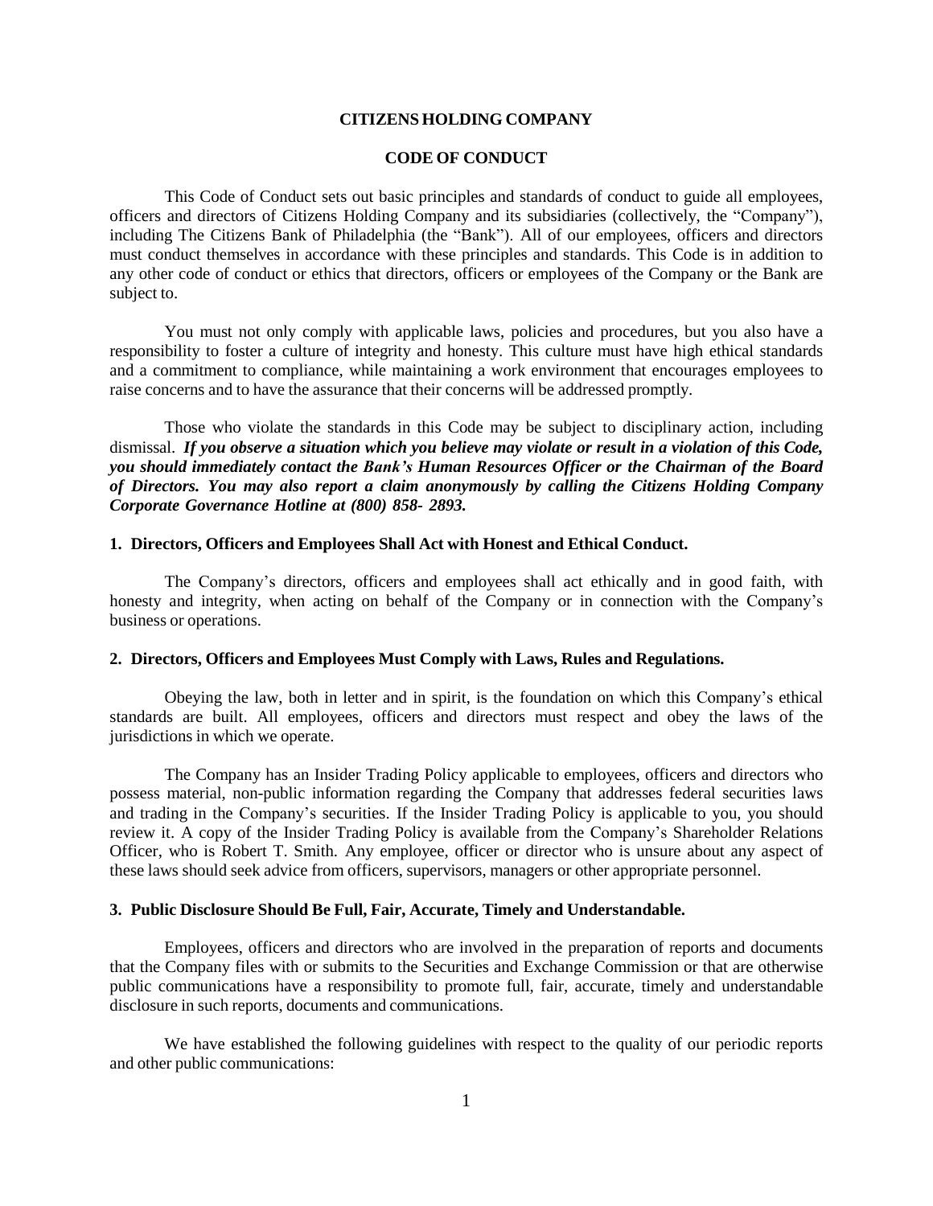# CITIZENS HOLDING COMPANY

## CODE OF CONDUCT

This Code of Conduct sets out basic principles and standards of conduct to guide all employees, officers and directors of Citizens Holding Company and its subsidiaries (collectively, the "Company"), including The Citizens Bank of Philadelphia (the "Bank"). All of our employees, officers and directors must conduct themselves in accordance with these principles and standards. This Code is in addition to any other code of conduct or ethics that directors, officers or employees of the Company or the Bank are subject to.

You must not only comply with applicable laws, policies and procedures, but you also have a responsibility to foster a culture of integrity and honesty. This culture must have high ethical standards and a commitment to compliance, while maintaining a work environment that encourages employees to raise concerns and to have the assurance that their concerns will be addressed promptly.

Those who violate the standards in this Code may be subject to disciplinary action, including dismissal. ***If you observe a situation which you believe may violate or result in a violation of this Code, you should immediately contact the Bank's Human Resources Officer or the Chairman of the Board of Directors. You may also report a claim anonymously by calling the Citizens Holding Company Corporate Governance Hotline at (800) 858- 2893.***

### 1. Directors, Officers and Employees Shall Act with Honest and Ethical Conduct.

The Company's directors, officers and employees shall act ethically and in good faith, with honesty and integrity, when acting on behalf of the Company or in connection with the Company's business or operations.

### 2. Directors, Officers and Employees Must Comply with Laws, Rules and Regulations.

Obeying the law, both in letter and in spirit, is the foundation on which this Company's ethical standards are built. All employees, officers and directors must respect and obey the laws of the jurisdictions in which we operate.

The Company has an Insider Trading Policy applicable to employees, officers and directors who possess material, non-public information regarding the Company that addresses federal securities laws and trading in the Company's securities. If the Insider Trading Policy is applicable to you, you should review it. A copy of the Insider Trading Policy is available from the Company's Shareholder Relations Officer, who is Robert T. Smith. Any employee, officer or director who is unsure about any aspect of these laws should seek advice from officers, supervisors, managers or other appropriate personnel.

### 3. Public Disclosure Should Be Full, Fair, Accurate, Timely and Understandable.

Employees, officers and directors who are involved in the preparation of reports and documents that the Company files with or submits to the Securities and Exchange Commission or that are otherwise public communications have a responsibility to promote full, fair, accurate, timely and understandable disclosure in such reports, documents and communications.

We have established the following guidelines with respect to the quality of our periodic reports and other public communications: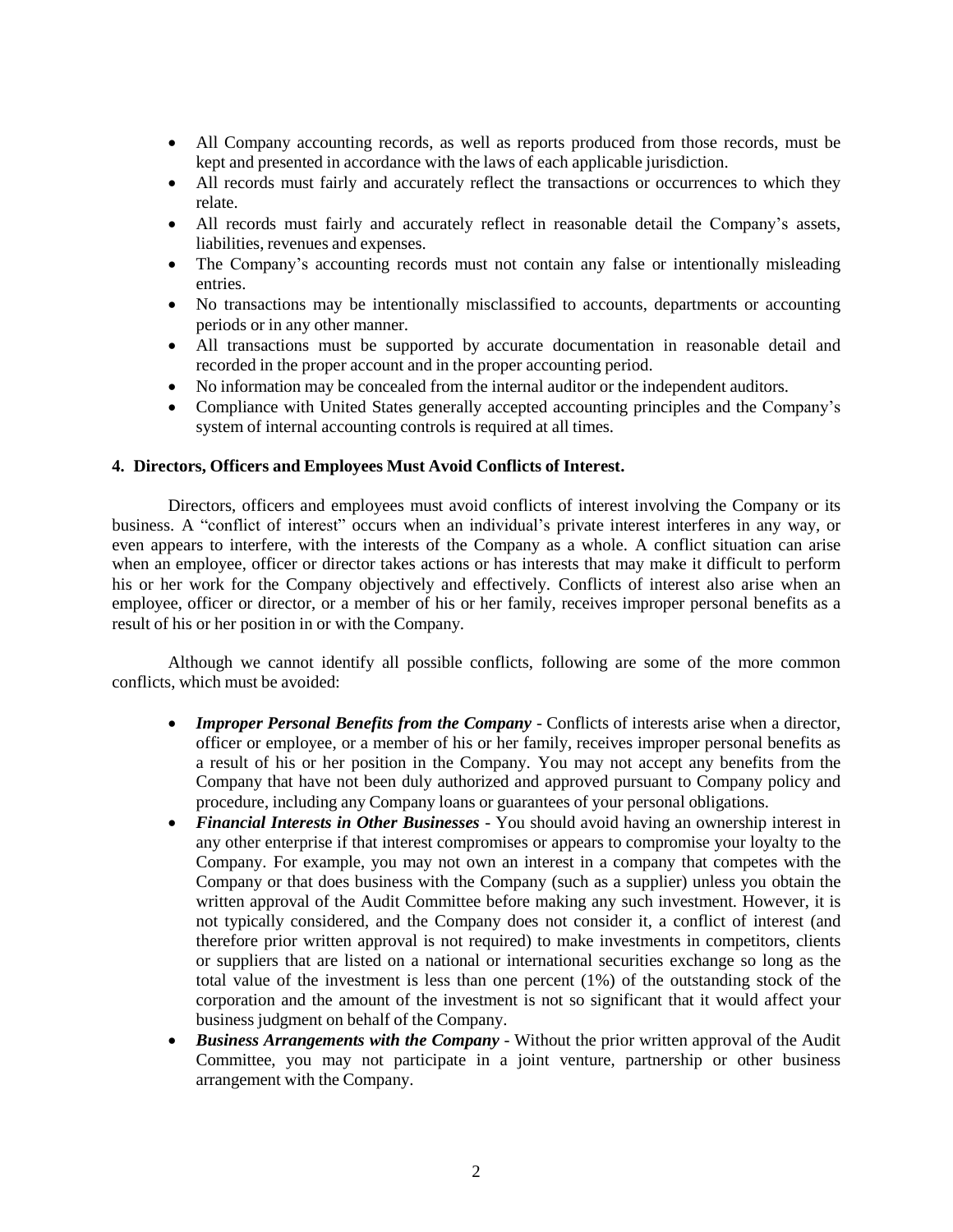- All Company accounting records, as well as reports produced from those records, must be kept and presented in accordance with the laws of each applicable jurisdiction.
- All records must fairly and accurately reflect the transactions or occurrences to which they relate.
- All records must fairly and accurately reflect in reasonable detail the Company's assets, liabilities, revenues and expenses.
- The Company's accounting records must not contain any false or intentionally misleading entries.
- No transactions may be intentionally misclassified to accounts, departments or accounting periods or in any other manner.
- All transactions must be supported by accurate documentation in reasonable detail and recorded in the proper account and in the proper accounting period.
- No information may be concealed from the internal auditor or the independent auditors.
- Compliance with United States generally accepted accounting principles and the Company's system of internal accounting controls is required at all times.

#### 4. Directors, Officers and Employees Must Avoid Conflicts of Interest.

Directors, officers and employees must avoid conflicts of interest involving the Company or its business. A "conflict of interest" occurs when an individual's private interest interferes in any way, or even appears to interfere, with the interests of the Company as a whole. A conflict situation can arise when an employee, officer or director takes actions or has interests that may make it difficult to perform his or her work for the Company objectively and effectively. Conflicts of interest also arise when an employee, officer or director, or a member of his or her family, receives improper personal benefits as a result of his or her position in or with the Company.

Although we cannot identify all possible conflicts, following are some of the more common conflicts, which must be avoided:

- ***Improper Personal Benefits from the Company*** - Conflicts of interests arise when a director, officer or employee, or a member of his or her family, receives improper personal benefits as a result of his or her position in the Company. You may not accept any benefits from the Company that have not been duly authorized and approved pursuant to Company policy and procedure, including any Company loans or guarantees of your personal obligations.
- ***Financial Interests in Other Businesses*** - You should avoid having an ownership interest in any other enterprise if that interest compromises or appears to compromise your loyalty to the Company. For example, you may not own an interest in a company that competes with the Company or that does business with the Company (such as a supplier) unless you obtain the written approval of the Audit Committee before making any such investment. However, it is not typically considered, and the Company does not consider it, a conflict of interest (and therefore prior written approval is not required) to make investments in competitors, clients or suppliers that are listed on a national or international securities exchange so long as the total value of the investment is less than one percent (1%) of the outstanding stock of the corporation and the amount of the investment is not so significant that it would affect your business judgment on behalf of the Company.
- ***Business Arrangements with the Company*** - Without the prior written approval of the Audit Committee, you may not participate in a joint venture, partnership or other business arrangement with the Company.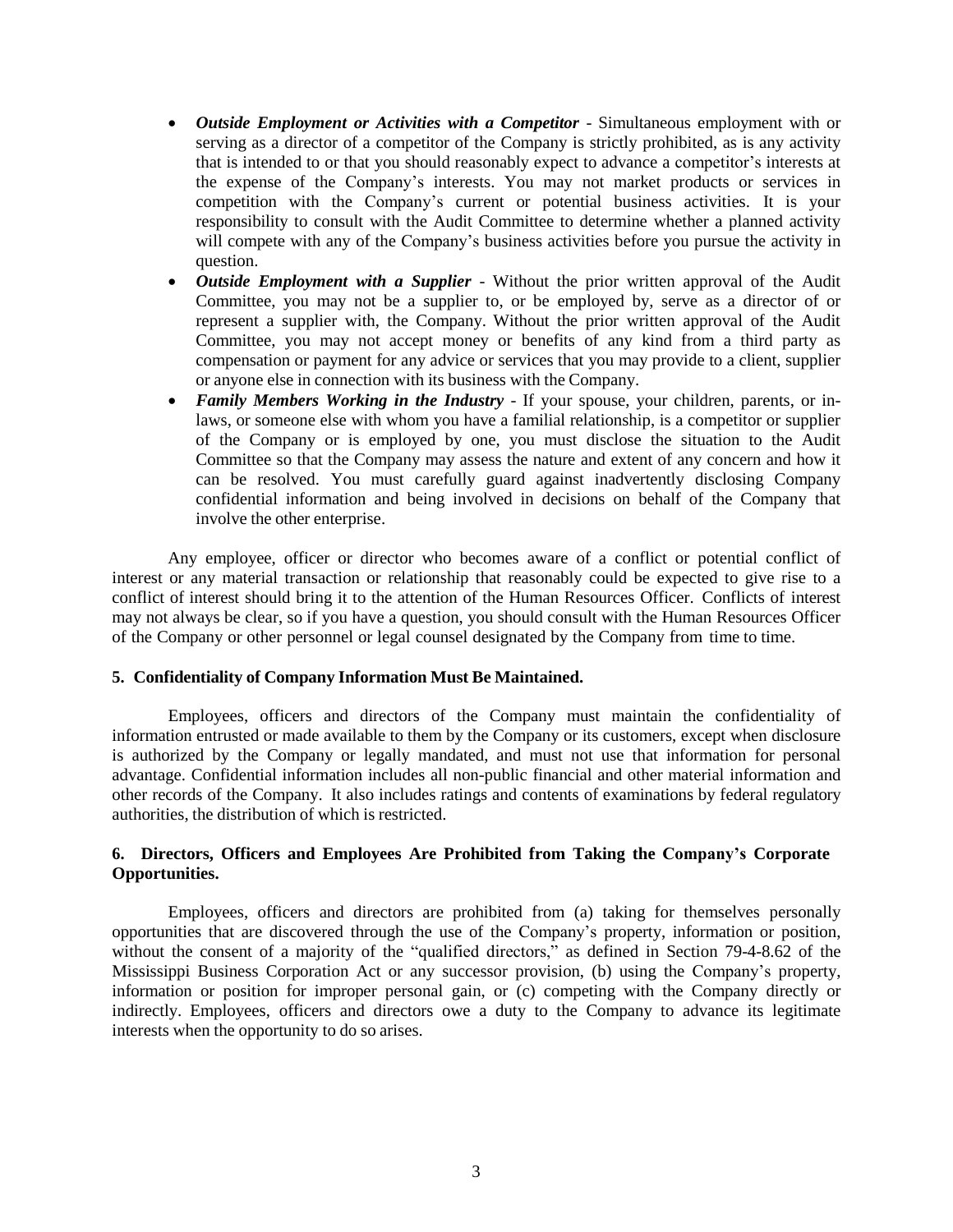- ***Outside Employment or Activities with a Competitor*** - Simultaneous employment with or serving as a director of a competitor of the Company is strictly prohibited, as is any activity that is intended to or that you should reasonably expect to advance a competitor's interests at the expense of the Company's interests. You may not market products or services in competition with the Company's current or potential business activities. It is your responsibility to consult with the Audit Committee to determine whether a planned activity will compete with any of the Company's business activities before you pursue the activity in question.
- ***Outside Employment with a Supplier*** - Without the prior written approval of the Audit Committee, you may not be a supplier to, or be employed by, serve as a director of or represent a supplier with, the Company. Without the prior written approval of the Audit Committee, you may not accept money or benefits of any kind from a third party as compensation or payment for any advice or services that you may provide to a client, supplier or anyone else in connection with its business with the Company.
- ***Family Members Working in the Industry*** - If your spouse, your children, parents, or in-laws, or someone else with whom you have a familial relationship, is a competitor or supplier of the Company or is employed by one, you must disclose the situation to the Audit Committee so that the Company may assess the nature and extent of any concern and how it can be resolved. You must carefully guard against inadvertently disclosing Company confidential information and being involved in decisions on behalf of the Company that involve the other enterprise.

Any employee, officer or director who becomes aware of a conflict or potential conflict of interest or any material transaction or relationship that reasonably could be expected to give rise to a conflict of interest should bring it to the attention of the Human Resources Officer. Conflicts of interest may not always be clear, so if you have a question, you should consult with the Human Resources Officer of the Company or other personnel or legal counsel designated by the Company from time to time.

**5. Confidentiality of Company Information Must Be Maintained.**

Employees, officers and directors of the Company must maintain the confidentiality of information entrusted or made available to them by the Company or its customers, except when disclosure is authorized by the Company or legally mandated, and must not use that information for personal advantage. Confidential information includes all non-public financial and other material information and other records of the Company. It also includes ratings and contents of examinations by federal regulatory authorities, the distribution of which is restricted.

**6. Directors, Officers and Employees Are Prohibited from Taking the Company's Corporate Opportunities.**

Employees, officers and directors are prohibited from (a) taking for themselves personally opportunities that are discovered through the use of the Company's property, information or position, without the consent of a majority of the "qualified directors," as defined in Section 79-4-8.62 of the Mississippi Business Corporation Act or any successor provision, (b) using the Company's property, information or position for improper personal gain, or (c) competing with the Company directly or indirectly. Employees, officers and directors owe a duty to the Company to advance its legitimate interests when the opportunity to do so arises.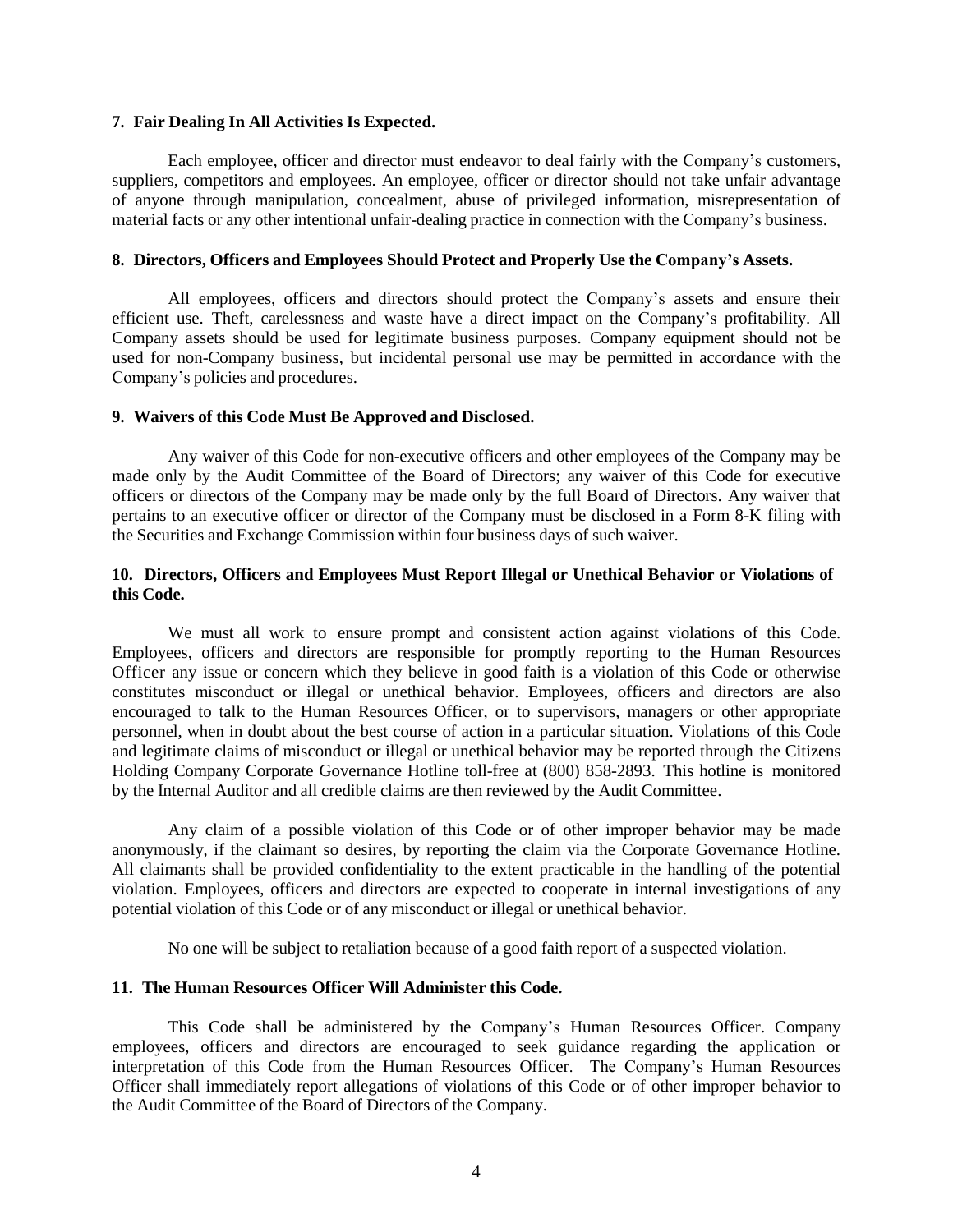**7. Fair Dealing In All Activities Is Expected.**

Each employee, officer and director must endeavor to deal fairly with the Company's customers, suppliers, competitors and employees. An employee, officer or director should not take unfair advantage of anyone through manipulation, concealment, abuse of privileged information, misrepresentation of material facts or any other intentional unfair-dealing practice in connection with the Company's business.

**8. Directors, Officers and Employees Should Protect and Properly Use the Company's Assets.**

All employees, officers and directors should protect the Company's assets and ensure their efficient use. Theft, carelessness and waste have a direct impact on the Company's profitability. All Company assets should be used for legitimate business purposes. Company equipment should not be used for non-Company business, but incidental personal use may be permitted in accordance with the Company's policies and procedures.

**9. Waivers of this Code Must Be Approved and Disclosed.**

Any waiver of this Code for non-executive officers and other employees of the Company may be made only by the Audit Committee of the Board of Directors; any waiver of this Code for executive officers or directors of the Company may be made only by the full Board of Directors. Any waiver that pertains to an executive officer or director of the Company must be disclosed in a Form 8-K filing with the Securities and Exchange Commission within four business days of such waiver.

**10. Directors, Officers and Employees Must Report Illegal or Unethical Behavior or Violations of this Code.**

We must all work to ensure prompt and consistent action against violations of this Code. Employees, officers and directors are responsible for promptly reporting to the Human Resources Officer any issue or concern which they believe in good faith is a violation of this Code or otherwise constitutes misconduct or illegal or unethical behavior. Employees, officers and directors are also encouraged to talk to the Human Resources Officer, or to supervisors, managers or other appropriate personnel, when in doubt about the best course of action in a particular situation. Violations of this Code and legitimate claims of misconduct or illegal or unethical behavior may be reported through the Citizens Holding Company Corporate Governance Hotline toll-free at (800) 858-2893. This hotline is monitored by the Internal Auditor and all credible claims are then reviewed by the Audit Committee.

Any claim of a possible violation of this Code or of other improper behavior may be made anonymously, if the claimant so desires, by reporting the claim via the Corporate Governance Hotline. All claimants shall be provided confidentiality to the extent practicable in the handling of the potential violation. Employees, officers and directors are expected to cooperate in internal investigations of any potential violation of this Code or of any misconduct or illegal or unethical behavior.

No one will be subject to retaliation because of a good faith report of a suspected violation.

**11. The Human Resources Officer Will Administer this Code.**

This Code shall be administered by the Company's Human Resources Officer. Company employees, officers and directors are encouraged to seek guidance regarding the application or interpretation of this Code from the Human Resources Officer. The Company's Human Resources Officer shall immediately report allegations of violations of this Code or of other improper behavior to the Audit Committee of the Board of Directors of the Company.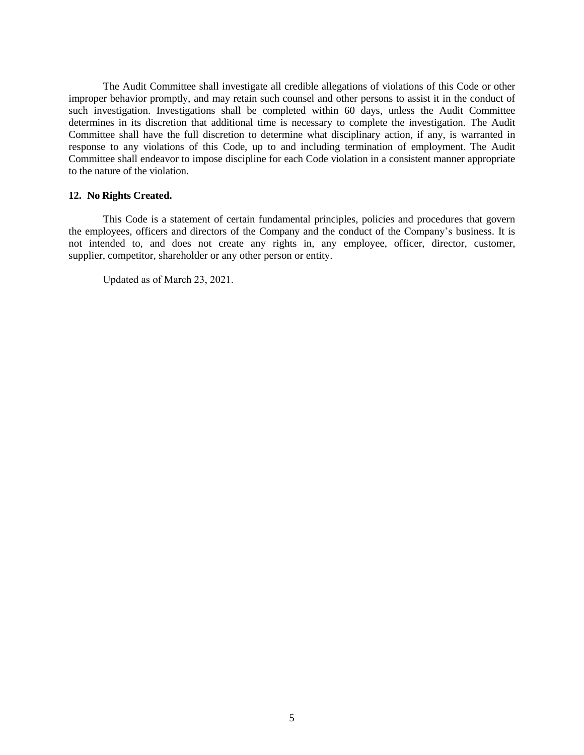The Audit Committee shall investigate all credible allegations of violations of this Code or other improper behavior promptly, and may retain such counsel and other persons to assist it in the conduct of such investigation. Investigations shall be completed within 60 days, unless the Audit Committee determines in its discretion that additional time is necessary to complete the investigation. The Audit Committee shall have the full discretion to determine what disciplinary action, if any, is warranted in response to any violations of this Code, up to and including termination of employment. The Audit Committee shall endeavor to impose discipline for each Code violation in a consistent manner appropriate to the nature of the violation.

**12. No Rights Created.**

This Code is a statement of certain fundamental principles, policies and procedures that govern the employees, officers and directors of the Company and the conduct of the Company's business. It is not intended to, and does not create any rights in, any employee, officer, director, customer, supplier, competitor, shareholder or any other person or entity.

Updated as of March 23, 2021.